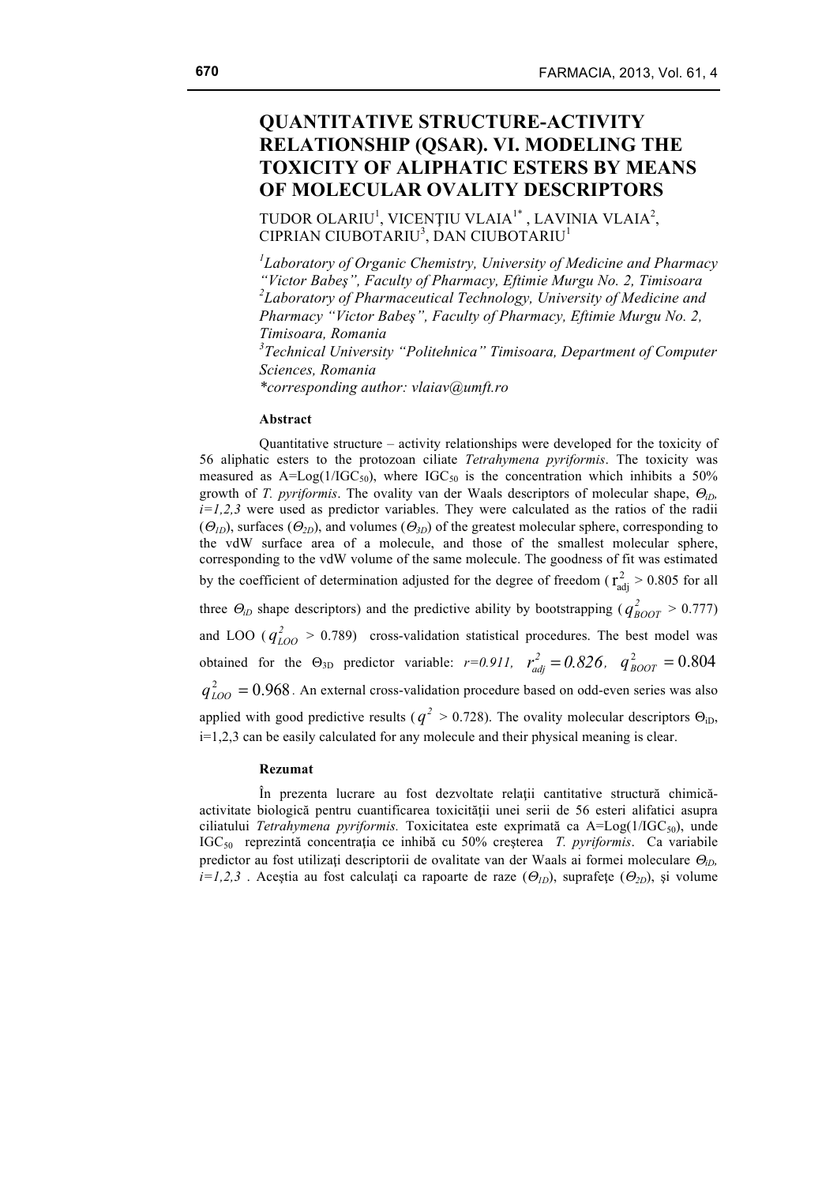# QUANTITATIVE STRUCTURE-ACTIVITY RELATIONSHIP (QSAR). VI. MODELING THE TOXICITY OF ALIPHATIC ESTERS BY MEANS OF MOLECULAR OVALITY DESCRIPTORS

TUDOR OLARIU[1], VICENŢIU VLAIA[1*], LAVINIA VLAIA[2], CIPRIAN CIUBOTARIU[3], DAN CIUBOTARIU[1]

*[1]Laboratory of Organic Chemistry, University of Medicine and Pharmacy "Victor Babeş", Faculty of Pharmacy, Eftimie Murgu No. 2, Timisoara*
*[2]Laboratory of Pharmaceutical Technology, University of Medicine and Pharmacy "Victor Babeş", Faculty of Pharmacy, Eftimie Murgu No. 2, Timisoara, Romania*
*[3]Technical University "Politehnica" Timisoara, Department of Computer Sciences, Romania*
*\*corresponding author: vlaiav@umft.ro*

### Abstract

Quantitative structure – activity relationships were developed for the toxicity of 56 aliphatic esters to the protozoan ciliate *Tetrahymena pyriformis*. The toxicity was measured as $A=\text{Log}(1/IGC_{50})$, where $IGC_{50}$ is the concentration which inhibits a 50% growth of *T. pyriformis*. The ovality van der Waals descriptors of molecular shape, $\Theta_{iD}$, $i=1,2,3$ were used as predictor variables. They were calculated as the ratios of the radii ($\Theta_{1D}$), surfaces ($\Theta_{2D}$), and volumes ($\Theta_{3D}$) of the greatest molecular sphere, corresponding to the vdW surface area of a molecule, and those of the smallest molecular sphere, corresponding to the vdW volume of the same molecule. The goodness of fit was estimated by the coefficient of determination adjusted for the degree of freedom ($r^2_{adj} > 0.805$ for all three $\Theta_{iD}$ shape descriptors) and the predictive ability by bootstrapping ($q^2_{BOOT} > 0.777$) and LOO ($q^2_{LOO} > 0.789$) cross-validation statistical procedures. The best model was obtained for the $\Theta_{3D}$ predictor variable: $r=0.911$, $r^2_{adj} = 0.826$, $q^2_{BOOT} = 0.804$ $q^2_{LOO} = 0.968$. An external cross-validation procedure based on odd-even series was also applied with good predictive results ($q^2 > 0.728$). The ovality molecular descriptors $\Theta_{iD}$, $i=1,2,3$ can be easily calculated for any molecule and their physical meaning is clear.

### Rezumat

În prezenta lucrare au fost dezvoltate relaţii cantitative structură chimică-activitate biologică pentru cuantificarea toxicităţii unei serii de 56 esteri alifatici asupra ciliatului *Tetrahymena pyriformis.* Toxicitatea este exprimată ca $A=\text{Log}(1/IGC_{50})$, unde $IGC_{50}$ reprezintă concentraţia ce inhibă cu 50% creşterea *T. pyriformis*. Ca variabile predictor au fost utilizaţi descriptorii de ovalitate van der Waals ai formei moleculare $\Theta_{iD}$, $i=1,2,3$ . Aceştia au fost calculaţi ca rapoarte de raze ($\Theta_{1D}$), suprafeţe ($\Theta_{2D}$), şi volume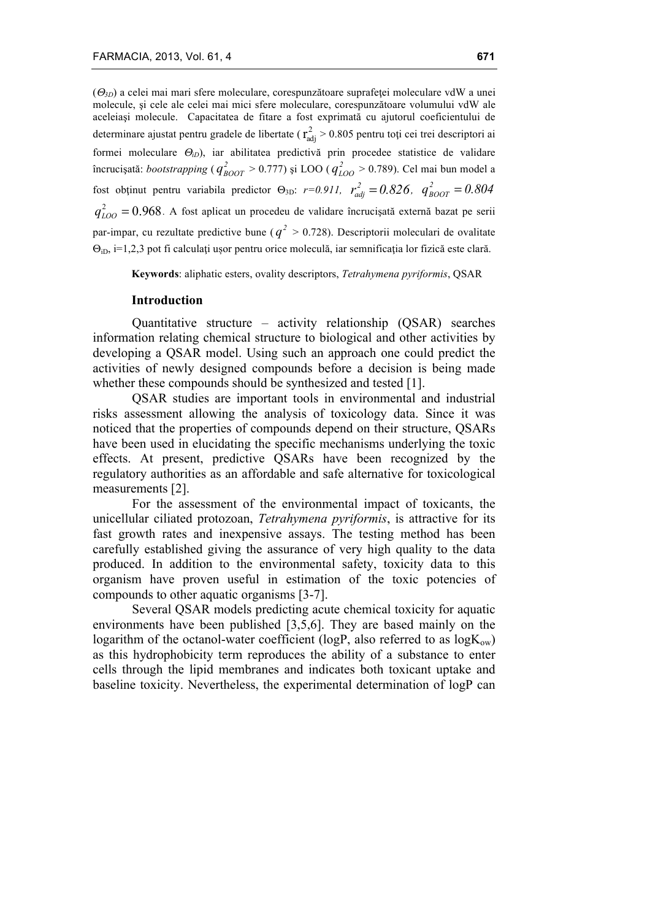($\Theta_{3D}$) a celei mai mari sfere moleculare, corespunzătoare suprafeţei moleculare vdW a unei molecule, şi cele ale celei mai mici sfere moleculare, corespunzătoare volumului vdW ale aceleiaşi molecule. Capacitatea de fitare a fost exprimată cu ajutorul coeficientului de determinare ajustat pentru gradele de libertate ($r^2_{adj}$ > 0.805 pentru toţi cei trei descriptori ai formei moleculare $\Theta_{iD}$), iar abilitatea predictivă prin procedee statistice de validare încrucişată: *bootstrapping* ($q^2_{BOOT}$ > 0.777) şi LOO ($q^2_{LOO}$ > 0.789). Cel mai bun model a fost obţinut pentru variabila predictor $\Theta_{3D}$: $r=0.911$, $r^2_{adj} = 0.826$, $q^2_{BOOT} = 0.804$ $q^2_{LOO} = 0.968$. A fost aplicat un procedeu de validare încrucişată externă bazat pe serii par-impar, cu rezultate predictive bune ($q^2$ > 0.728). Descriptorii moleculari de ovalitate $\Theta_{iD}$, i=1,2,3 pot fi calculaţi uşor pentru orice moleculă, iar semnificaţia lor fizică este clară.

**Keywords**: aliphatic esters, ovality descriptors, *Tetrahymena pyriformis*, QSAR

## Introduction

Quantitative structure – activity relationship (QSAR) searches information relating chemical structure to biological and other activities by developing a QSAR model. Using such an approach one could predict the activities of newly designed compounds before a decision is being made whether these compounds should be synthesized and tested [1].

QSAR studies are important tools in environmental and industrial risks assessment allowing the analysis of toxicology data. Since it was noticed that the properties of compounds depend on their structure, QSARs have been used in elucidating the specific mechanisms underlying the toxic effects. At present, predictive QSARs have been recognized by the regulatory authorities as an affordable and safe alternative for toxicological measurements [2].

For the assessment of the environmental impact of toxicants, the unicellular ciliated protozoan, *Tetrahymena pyriformis*, is attractive for its fast growth rates and inexpensive assays. The testing method has been carefully established giving the assurance of very high quality to the data produced. In addition to the environmental safety, toxicity data to this organism have proven useful in estimation of the toxic potencies of compounds to other aquatic organisms [3-7].

Several QSAR models predicting acute chemical toxicity for aquatic environments have been published [3,5,6]. They are based mainly on the logarithm of the octanol-water coefficient (logP, also referred to as $\log K_{ow}$) as this hydrophobicity term reproduces the ability of a substance to enter cells through the lipid membranes and indicates both toxicant uptake and baseline toxicity. Nevertheless, the experimental determination of logP can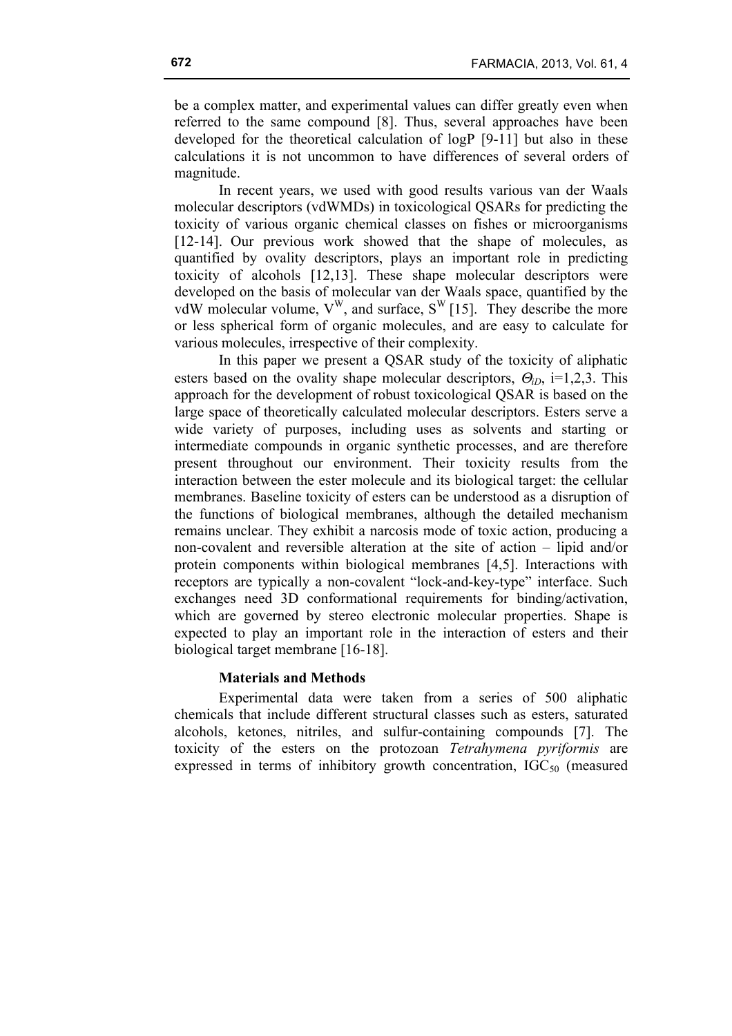be a complex matter, and experimental values can differ greatly even when referred to the same compound [8]. Thus, several approaches have been developed for the theoretical calculation of logP [9-11] but also in these calculations it is not uncommon to have differences of several orders of magnitude.

In recent years, we used with good results various van der Waals molecular descriptors (vdWMDs) in toxicological QSARs for predicting the toxicity of various organic chemical classes on fishes or microorganisms [12-14]. Our previous work showed that the shape of molecules, as quantified by ovality descriptors, plays an important role in predicting toxicity of alcohols [12,13]. These shape molecular descriptors were developed on the basis of molecular van der Waals space, quantified by the vdW molecular volume, $V^W$, and surface, $S^W$ [15]. They describe the more or less spherical form of organic molecules, and are easy to calculate for various molecules, irrespective of their complexity.

In this paper we present a QSAR study of the toxicity of aliphatic esters based on the ovality shape molecular descriptors, $\Theta_{iD}$, i=1,2,3. This approach for the development of robust toxicological QSAR is based on the large space of theoretically calculated molecular descriptors. Esters serve a wide variety of purposes, including uses as solvents and starting or intermediate compounds in organic synthetic processes, and are therefore present throughout our environment. Their toxicity results from the interaction between the ester molecule and its biological target: the cellular membranes. Baseline toxicity of esters can be understood as a disruption of the functions of biological membranes, although the detailed mechanism remains unclear. They exhibit a narcosis mode of toxic action, producing a non-covalent and reversible alteration at the site of action – lipid and/or protein components within biological membranes [4,5]. Interactions with receptors are typically a non-covalent "lock-and-key-type" interface. Such exchanges need 3D conformational requirements for binding/activation, which are governed by stereo electronic molecular properties. Shape is expected to play an important role in the interaction of esters and their biological target membrane [16-18].

## Materials and Methods

Experimental data were taken from a series of 500 aliphatic chemicals that include different structural classes such as esters, saturated alcohols, ketones, nitriles, and sulfur-containing compounds [7]. The toxicity of the esters on the protozoan *Tetrahymena pyriformis* are expressed in terms of inhibitory growth concentration, $IGC_{50}$ (measured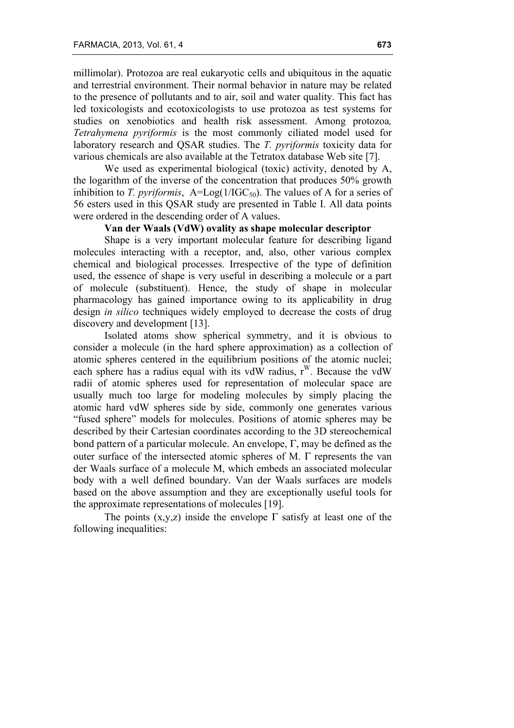millimolar). Protozoa are real eukaryotic cells and ubiquitous in the aquatic and terrestrial environment. Their normal behavior in nature may be related to the presence of pollutants and to air, soil and water quality. This fact has led toxicologists and ecotoxicologists to use protozoa as test systems for studies on xenobiotics and health risk assessment. Among protozoa*, Tetrahymena pyriformis* is the most commonly ciliated model used for laboratory research and QSAR studies. The *T. pyriformis* toxicity data for various chemicals are also available at the Tetratox database Web site [7].

We used as experimental biological (toxic) activity, denoted by A, the logarithm of the inverse of the concentration that produces 50% growth inhibition to *T. pyriformis*, $A=Log(1/IGC_{50})$. The values of A for a series of 56 esters used in this QSAR study are presented in Table I. All data points were ordered in the descending order of A values.

**Van der Waals (VdW) ovality as shape molecular descriptor**

Shape is a very important molecular feature for describing ligand molecules interacting with a receptor, and, also, other various complex chemical and biological processes. Irrespective of the type of definition used, the essence of shape is very useful in describing a molecule or a part of molecule (substituent). Hence, the study of shape in molecular pharmacology has gained importance owing to its applicability in drug design *in silico* techniques widely employed to decrease the costs of drug discovery and development [13].

Isolated atoms show spherical symmetry, and it is obvious to consider a molecule (in the hard sphere approximation) as a collection of atomic spheres centered in the equilibrium positions of the atomic nuclei; each sphere has a radius equal with its vdW radius, $r^W$. Because the vdW radii of atomic spheres used for representation of molecular space are usually much too large for modeling molecules by simply placing the atomic hard vdW spheres side by side, commonly one generates various "fused sphere" models for molecules. Positions of atomic spheres may be described by their Cartesian coordinates according to the 3D stereochemical bond pattern of a particular molecule. An envelope, $\Gamma$, may be defined as the outer surface of the intersected atomic spheres of M. $\Gamma$ represents the van der Waals surface of a molecule M, which embeds an associated molecular body with a well defined boundary. Van der Waals surfaces are models based on the above assumption and they are exceptionally useful tools for the approximate representations of molecules [19].

The points $(x,y,z)$ inside the envelope $\Gamma$ satisfy at least one of the following inequalities: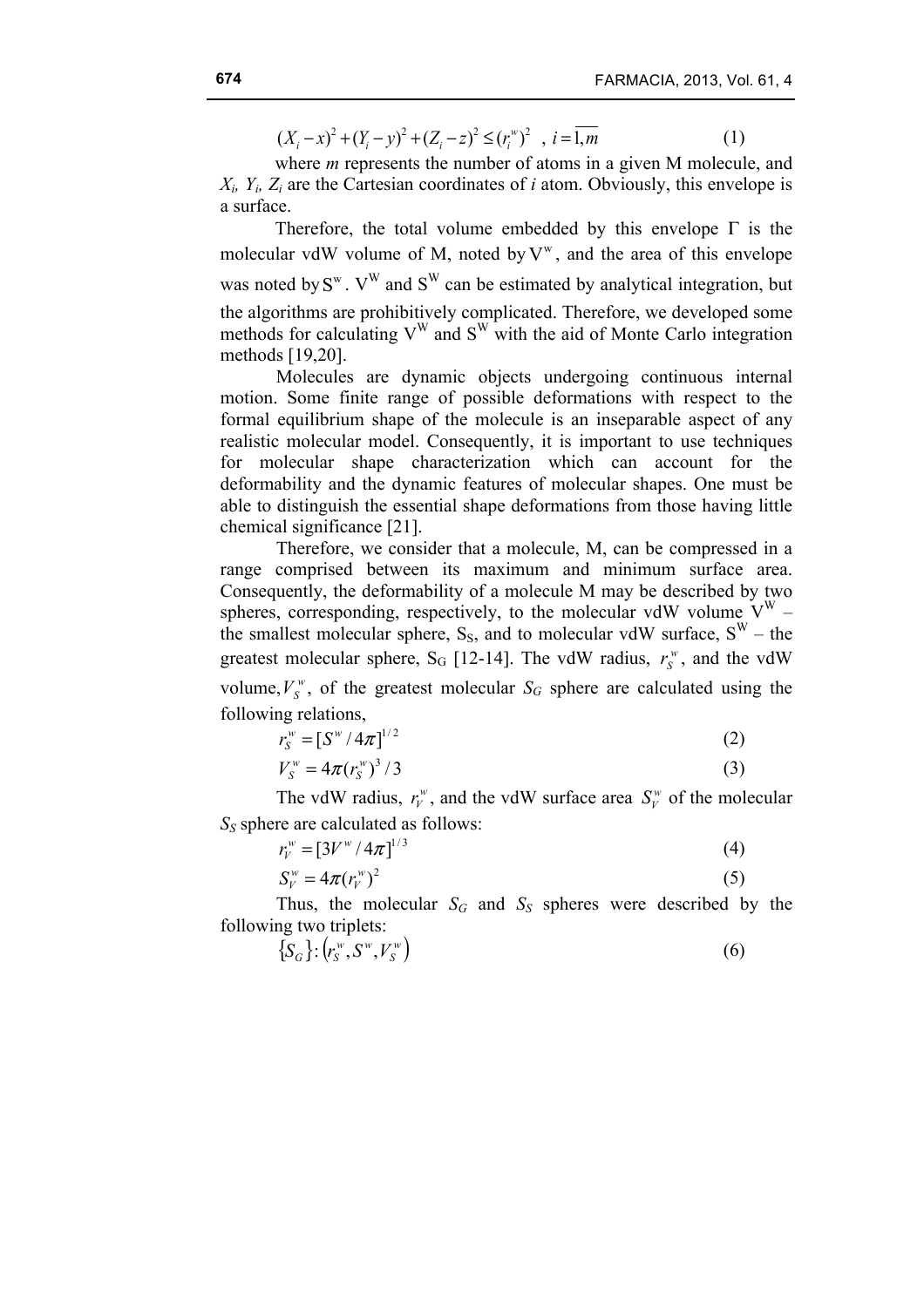$$(X_i - x)^2 + (Y_i - y)^2 + (Z_i - z)^2 \leq (r_i^w)^2 \quad , \; i = \overline{1,m} \tag{1}$$

where *m* represents the number of atoms in a given M molecule, and $X_i$, $Y_i$, $Z_i$ are the Cartesian coordinates of *i* atom. Obviously, this envelope is a surface.

Therefore, the total volume embedded by this envelope $\Gamma$ is the molecular vdW volume of M, noted by $V^w$, and the area of this envelope was noted by $S^w$. $V^W$ and $S^W$ can be estimated by analytical integration, but the algorithms are prohibitively complicated. Therefore, we developed some methods for calculating $V^W$ and $S^W$ with the aid of Monte Carlo integration methods [19,20].

Molecules are dynamic objects undergoing continuous internal motion. Some finite range of possible deformations with respect to the formal equilibrium shape of the molecule is an inseparable aspect of any realistic molecular model. Consequently, it is important to use techniques for molecular shape characterization which can account for the deformability and the dynamic features of molecular shapes. One must be able to distinguish the essential shape deformations from those having little chemical significance [21].

Therefore, we consider that a molecule, M, can be compressed in a range comprised between its maximum and minimum surface area. Consequently, the deformability of a molecule M may be described by two spheres, corresponding, respectively, to the molecular vdW volume $V^W$ – the smallest molecular sphere, $S_S$, and to molecular vdW surface, $S^W$ – the greatest molecular sphere, $S_G$ [12-14]. The vdW radius, $r_S^w$, and the vdW volume, $V_S^w$, of the greatest molecular $S_G$ sphere are calculated using the following relations,

$$r_S^w = [S^w / 4\pi]^{1/2} \tag{2}$$

$$V_S^w = 4\pi (r_S^w)^3 / 3 \tag{3}$$

The vdW radius, $r_V^w$, and the vdW surface area $S_V^w$ of the molecular $S_S$ sphere are calculated as follows:

$$r_V^w = [3V^w / 4\pi]^{1/3} \tag{4}$$

$$S_V^w = 4\pi (r_V^w)^2 \tag{5}$$

Thus, the molecular $S_G$ and $S_S$ spheres were described by the following two triplets:

$$\{S_G\} : \left(r_S^w, S^w, V_S^w\right) \tag{6}$$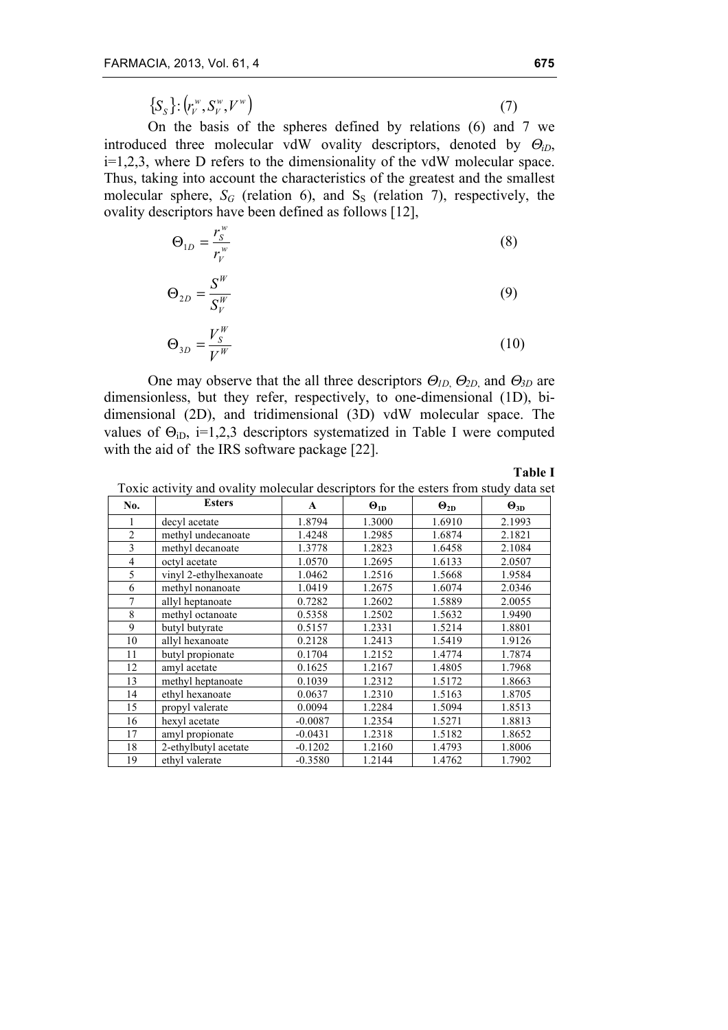$$\{S_S\}:\left(r_V^w, S_V^w, V^w\right) \tag{7}$$

On the basis of the spheres defined by relations (6) and 7 we introduced three molecular vdW ovality descriptors, denoted by $\Theta_{iD}$, i=1,2,3, where D refers to the dimensionality of the vdW molecular space. Thus, taking into account the characteristics of the greatest and the smallest molecular sphere, $S_G$ (relation 6), and $S_S$ (relation 7), respectively, the ovality descriptors have been defined as follows [12],

$$\Theta_{1D} = \frac{r_S^w}{r_V^w} \tag{8}$$

$$\Theta_{2D} = \frac{S^W}{S_V^W} \tag{9}$$

$$\Theta_{3D} = \frac{V_S^W}{V^W} \tag{10}$$

One may observe that the all three descriptors $\Theta_{1D}$, $\Theta_{2D}$, and $\Theta_{3D}$ are dimensionless, but they refer, respectively, to one-dimensional (1D), bi-dimensional (2D), and tridimensional (3D) vdW molecular space. The values of $\Theta_{iD}$, i=1,2,3 descriptors systematized in Table I were computed with the aid of the IRS software package [22].

**Table I**

Toxic activity and ovality molecular descriptors for the esters from study data set

| No. | Esters | A | $\Theta_{1D}$ | $\Theta_{2D}$ | $\Theta_{3D}$ |
|---|---|---|---|---|---|
| 1 | decyl acetate | 1.8794 | 1.3000 | 1.6910 | 2.1993 |
| 2 | methyl undecanoate | 1.4248 | 1.2985 | 1.6874 | 2.1821 |
| 3 | methyl decanoate | 1.3778 | 1.2823 | 1.6458 | 2.1084 |
| 4 | octyl acetate | 1.0570 | 1.2695 | 1.6133 | 2.0507 |
| 5 | vinyl 2-ethylhexanoate | 1.0462 | 1.2516 | 1.5668 | 1.9584 |
| 6 | methyl nonanoate | 1.0419 | 1.2675 | 1.6074 | 2.0346 |
| 7 | allyl heptanoate | 0.7282 | 1.2602 | 1.5889 | 2.0055 |
| 8 | methyl octanoate | 0.5358 | 1.2502 | 1.5632 | 1.9490 |
| 9 | butyl butyrate | 0.5157 | 1.2331 | 1.5214 | 1.8801 |
| 10 | allyl hexanoate | 0.2128 | 1.2413 | 1.5419 | 1.9126 |
| 11 | butyl propionate | 0.1704 | 1.2152 | 1.4774 | 1.7874 |
| 12 | amyl acetate | 0.1625 | 1.2167 | 1.4805 | 1.7968 |
| 13 | methyl heptanoate | 0.1039 | 1.2312 | 1.5172 | 1.8663 |
| 14 | ethyl hexanoate | 0.0637 | 1.2310 | 1.5163 | 1.8705 |
| 15 | propyl valerate | 0.0094 | 1.2284 | 1.5094 | 1.8513 |
| 16 | hexyl acetate | -0.0087 | 1.2354 | 1.5271 | 1.8813 |
| 17 | amyl propionate | -0.0431 | 1.2318 | 1.5182 | 1.8652 |
| 18 | 2-ethylbutyl acetate | -0.1202 | 1.2160 | 1.4793 | 1.8006 |
| 19 | ethyl valerate | -0.3580 | 1.2144 | 1.4762 | 1.7902 |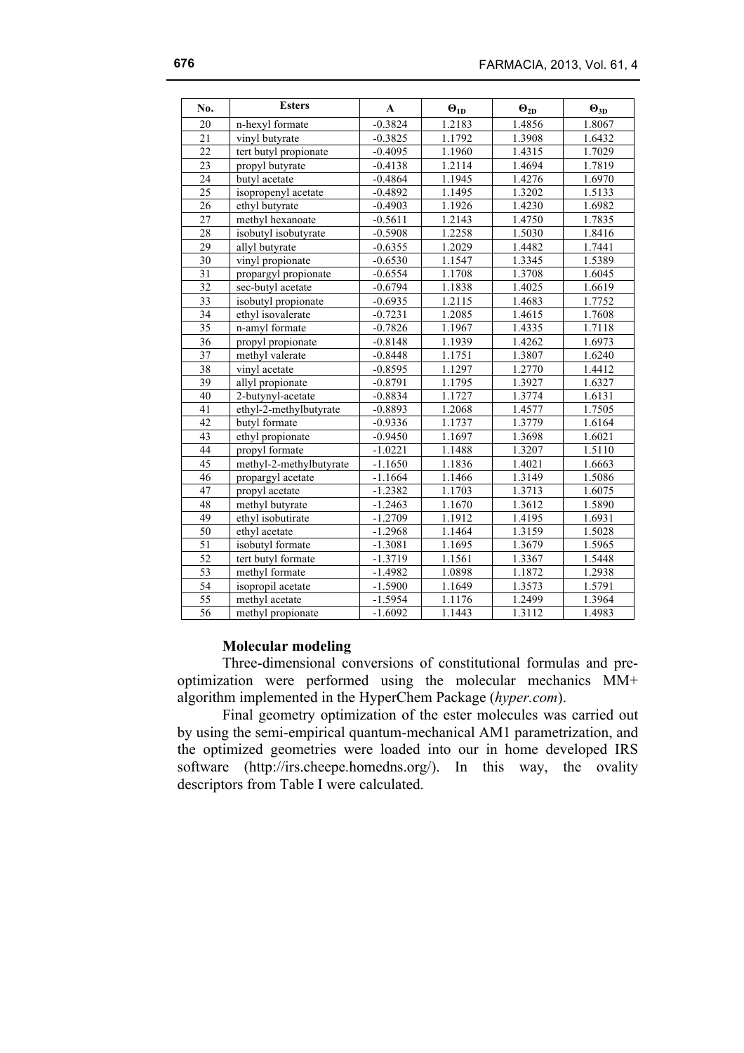| No. | Esters | A | $\Theta_{1D}$ | $\Theta_{2D}$ | $\Theta_{3D}$ |
|---|---|---|---|---|---|
| 20 | n-hexyl formate | -0.3824 | 1.2183 | 1.4856 | 1.8067 |
| 21 | vinyl butyrate | -0.3825 | 1.1792 | 1.3908 | 1.6432 |
| 22 | tert butyl propionate | -0.4095 | 1.1960 | 1.4315 | 1.7029 |
| 23 | propyl butyrate | -0.4138 | 1.2114 | 1.4694 | 1.7819 |
| 24 | butyl acetate | -0.4864 | 1.1945 | 1.4276 | 1.6970 |
| 25 | isopropenyl acetate | -0.4892 | 1.1495 | 1.3202 | 1.5133 |
| 26 | ethyl butyrate | -0.4903 | 1.1926 | 1.4230 | 1.6982 |
| 27 | methyl hexanoate | -0.5611 | 1.2143 | 1.4750 | 1.7835 |
| 28 | isobutyl isobutyrate | -0.5908 | 1.2258 | 1.5030 | 1.8416 |
| 29 | allyl butyrate | -0.6355 | 1.2029 | 1.4482 | 1.7441 |
| 30 | vinyl propionate | -0.6530 | 1.1547 | 1.3345 | 1.5389 |
| 31 | propargyl propionate | -0.6554 | 1.1708 | 1.3708 | 1.6045 |
| 32 | sec-butyl acetate | -0.6794 | 1.1838 | 1.4025 | 1.6619 |
| 33 | isobutyl propionate | -0.6935 | 1.2115 | 1.4683 | 1.7752 |
| 34 | ethyl isovalerate | -0.7231 | 1.2085 | 1.4615 | 1.7608 |
| 35 | n-amyl formate | -0.7826 | 1.1967 | 1.4335 | 1.7118 |
| 36 | propyl propionate | -0.8148 | 1.1939 | 1.4262 | 1.6973 |
| 37 | methyl valerate | -0.8448 | 1.1751 | 1.3807 | 1.6240 |
| 38 | vinyl acetate | -0.8595 | 1.1297 | 1.2770 | 1.4412 |
| 39 | allyl propionate | -0.8791 | 1.1795 | 1.3927 | 1.6327 |
| 40 | 2-butynyl-acetate | -0.8834 | 1.1727 | 1.3774 | 1.6131 |
| 41 | ethyl-2-methylbutyrate | -0.8893 | 1.2068 | 1.4577 | 1.7505 |
| 42 | butyl formate | -0.9336 | 1.1737 | 1.3779 | 1.6164 |
| 43 | ethyl propionate | -0.9450 | 1.1697 | 1.3698 | 1.6021 |
| 44 | propyl formate | -1.0221 | 1.1488 | 1.3207 | 1.5110 |
| 45 | methyl-2-methylbutyrate | -1.1650 | 1.1836 | 1.4021 | 1.6663 |
| 46 | propargyl acetate | -1.1664 | 1.1466 | 1.3149 | 1.5086 |
| 47 | propyl acetate | -1.2382 | 1.1703 | 1.3713 | 1.6075 |
| 48 | methyl butyrate | -1.2463 | 1.1670 | 1.3612 | 1.5890 |
| 49 | ethyl isobutirate | -1.2709 | 1.1912 | 1.4195 | 1.6931 |
| 50 | ethyl acetate | -1.2968 | 1.1464 | 1.3159 | 1.5028 |
| 51 | isobutyl formate | -1.3081 | 1.1695 | 1.3679 | 1.5965 |
| 52 | tert butyl formate | -1.3719 | 1.1561 | 1.3367 | 1.5448 |
| 53 | methyl formate | -1.4982 | 1.0898 | 1.1872 | 1.2938 |
| 54 | isopropil acetate | -1.5900 | 1.1649 | 1.3573 | 1.5791 |
| 55 | methyl acetate | -1.5954 | 1.1176 | 1.2499 | 1.3964 |
| 56 | methyl propionate | -1.6092 | 1.1443 | 1.3112 | 1.4983 |

**Molecular modeling**

Three-dimensional conversions of constitutional formulas and pre-optimization were performed using the molecular mechanics MM+ algorithm implemented in the HyperChem Package (*hyper.com*).

Final geometry optimization of the ester molecules was carried out by using the semi-empirical quantum-mechanical AM1 parametrization, and the optimized geometries were loaded into our in home developed IRS software (http://irs.cheepe.homedns.org/). In this way, the ovality descriptors from Table I were calculated.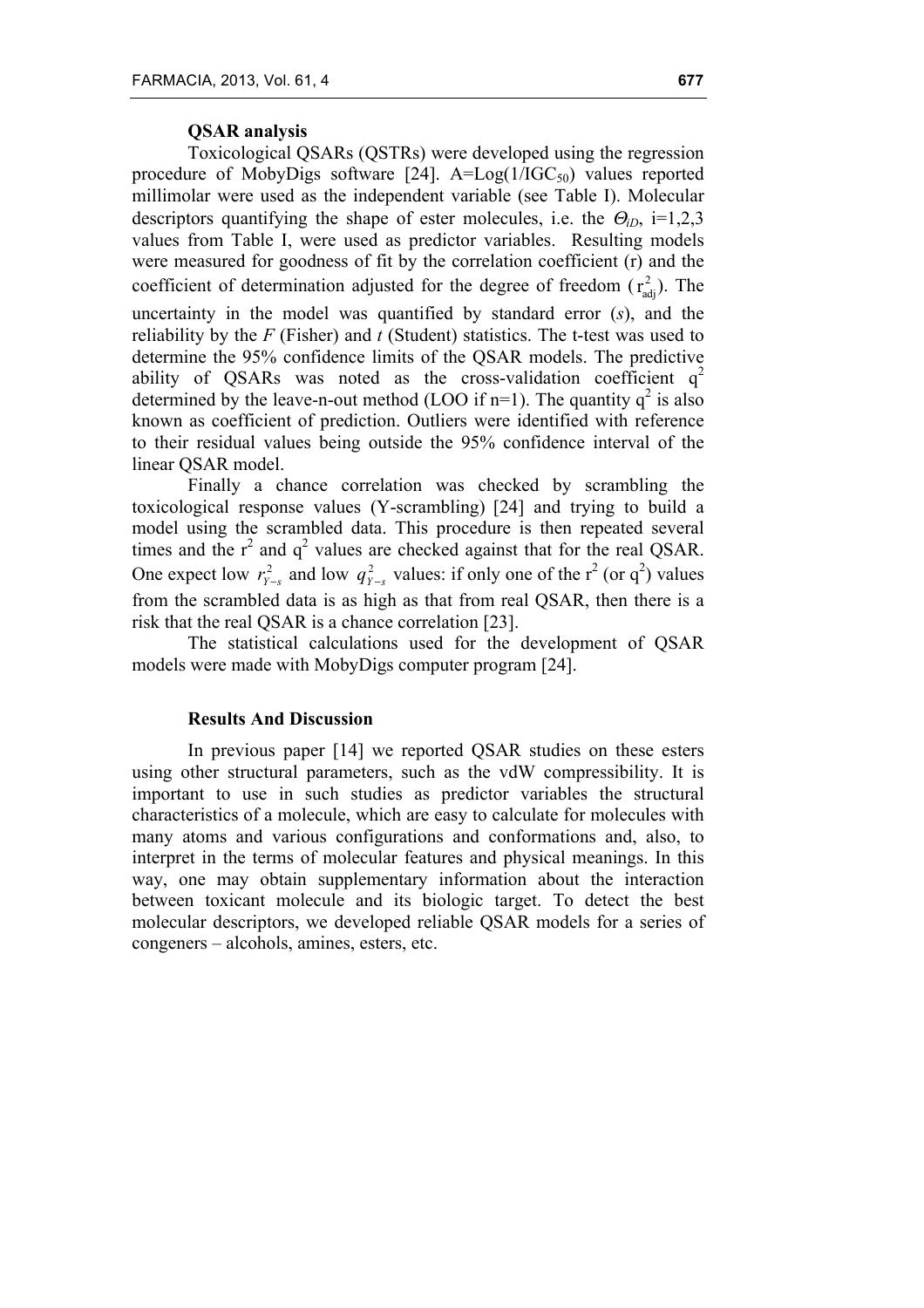### QSAR analysis

Toxicological QSARs (QSTRs) were developed using the regression procedure of MobyDigs software [24]. $A=\text{Log}(1/IGC_{50})$ values reported millimolar were used as the independent variable (see Table I). Molecular descriptors quantifying the shape of ester molecules, i.e. the $\Theta_{iD}$, i=1,2,3 values from Table I, were used as predictor variables. Resulting models were measured for goodness of fit by the correlation coefficient (r) and the coefficient of determination adjusted for the degree of freedom ($r^2_{adj}$). The uncertainty in the model was quantified by standard error (*s*), and the reliability by the *F* (Fisher) and *t* (Student) statistics. The t-test was used to determine the 95% confidence limits of the QSAR models. The predictive ability of QSARs was noted as the cross-validation coefficient $q^2$ determined by the leave-n-out method (LOO if n=1). The quantity $q^2$ is also known as coefficient of prediction. Outliers were identified with reference to their residual values being outside the 95% confidence interval of the linear QSAR model.

Finally a chance correlation was checked by scrambling the toxicological response values (Y-scrambling) [24] and trying to build a model using the scrambled data. This procedure is then repeated several times and the $r^2$ and $q^2$ values are checked against that for the real QSAR. One expect low $r^2_{Y-s}$ and low $q^2_{Y-s}$ values: if only one of the $r^2$ (or $q^2$) values from the scrambled data is as high as that from real QSAR, then there is a risk that the real QSAR is a chance correlation [23].

The statistical calculations used for the development of QSAR models were made with MobyDigs computer program [24].

### Results And Discussion

In previous paper [14] we reported QSAR studies on these esters using other structural parameters, such as the vdW compressibility. It is important to use in such studies as predictor variables the structural characteristics of a molecule, which are easy to calculate for molecules with many atoms and various configurations and conformations and, also, to interpret in the terms of molecular features and physical meanings. In this way, one may obtain supplementary information about the interaction between toxicant molecule and its biologic target. To detect the best molecular descriptors, we developed reliable QSAR models for a series of congeners – alcohols, amines, esters, etc.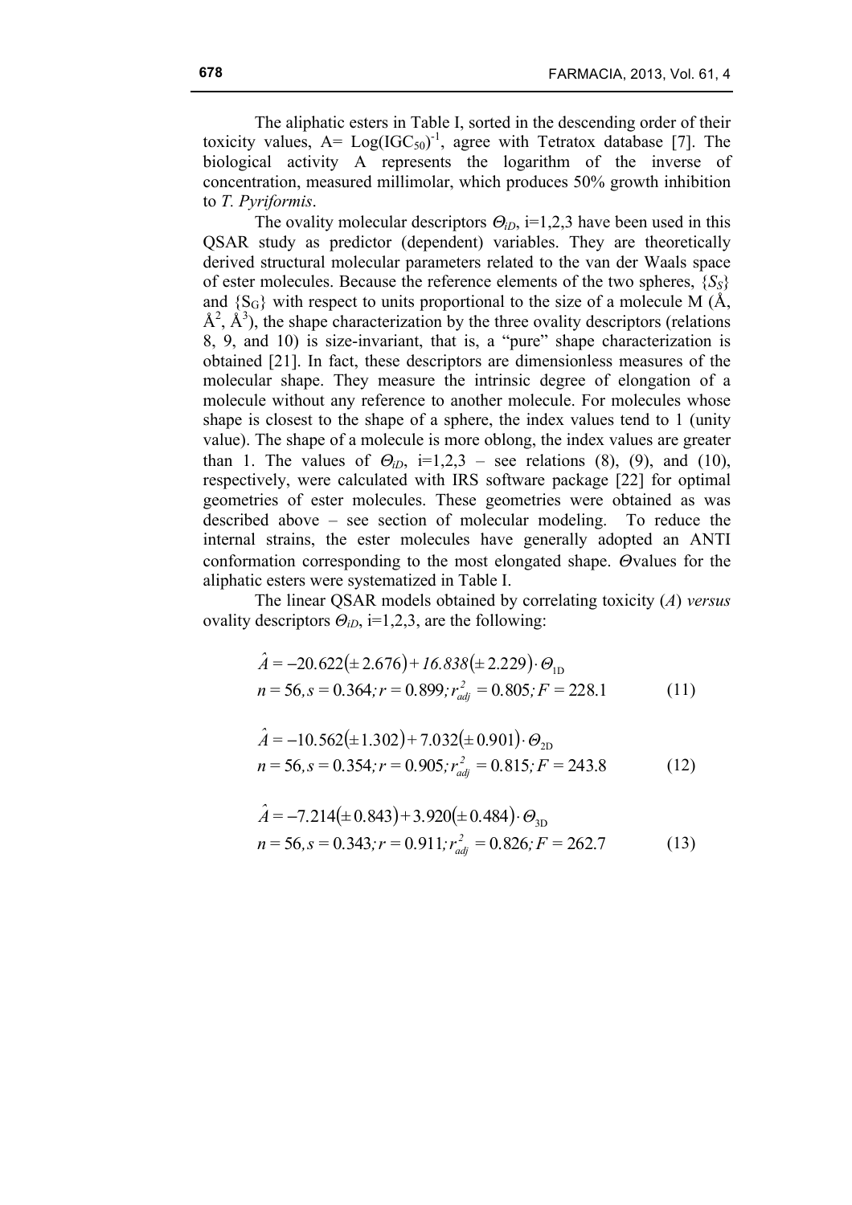The aliphatic esters in Table I, sorted in the descending order of their toxicity values, A= $Log(IGC_{50})^{-1}$, agree with Tetratox database [7]. The biological activity A represents the logarithm of the inverse of concentration, measured millimolar, which produces 50% growth inhibition to *T. Pyriformis*.

The ovality molecular descriptors $\Theta_{iD}$, i=1,2,3 have been used in this QSAR study as predictor (dependent) variables. They are theoretically derived structural molecular parameters related to the van der Waals space of ester molecules. Because the reference elements of the two spheres, $\{S_S\}$ and $\{S_G\}$ with respect to units proportional to the size of a molecule M (Å, Å$^2$, Å$^3$), the shape characterization by the three ovality descriptors (relations 8, 9, and 10) is size-invariant, that is, a "pure" shape characterization is obtained [21]. In fact, these descriptors are dimensionless measures of the molecular shape. They measure the intrinsic degree of elongation of a molecule without any reference to another molecule. For molecules whose shape is closest to the shape of a sphere, the index values tend to 1 (unity value). The shape of a molecule is more oblong, the index values are greater than 1. The values of $\Theta_{iD}$, i=1,2,3 – see relations (8), (9), and (10), respectively, were calculated with IRS software package [22] for optimal geometries of ester molecules. These geometries were obtained as was described above – see section of molecular modeling. To reduce the internal strains, the ester molecules have generally adopted an ANTI conformation corresponding to the most elongated shape. $\Theta$values for the aliphatic esters were systematized in Table I.

The linear QSAR models obtained by correlating toxicity (*A*) *versus* ovality descriptors $\Theta_{iD}$, i=1,2,3, are the following:

$$\hat{A} = -20.622(\pm 2.676) + 16.838(\pm 2.229) \cdot \Theta_{1D}$$
$$n = 56, s = 0.364; r = 0.899; r^2_{adj} = 0.805; F = 228.1 \qquad (11)$$

$$\hat{A} = -10.562(\pm 1.302) + 7.032(\pm 0.901) \cdot \Theta_{2D}$$
$$n = 56, s = 0.354; r = 0.905; r^2_{adj} = 0.815; F = 243.8 \qquad (12)$$

$$\hat{A} = -7.214(\pm 0.843) + 3.920(\pm 0.484) \cdot \Theta_{3D}$$
$$n = 56, s = 0.343; r = 0.911; r^2_{adj} = 0.826; F = 262.7 \qquad (13)$$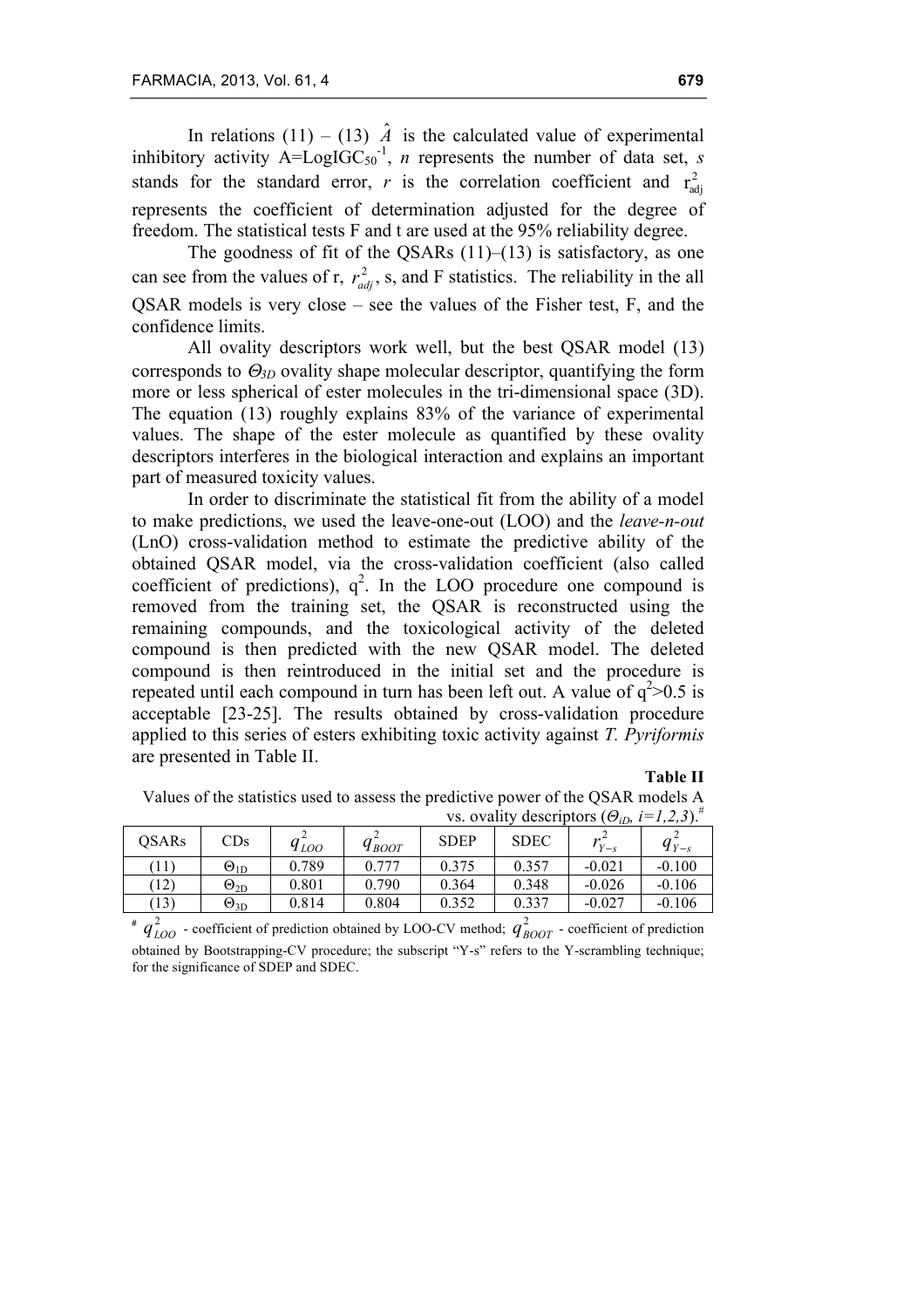In relations (11) – (13) $\hat{A}$ is the calculated value of experimental inhibitory activity $A=LogIGC_{50}^{-1}$, $n$ represents the number of data set, $s$ stands for the standard error, $r$ is the correlation coefficient and $r^2_{adj}$ represents the coefficient of determination adjusted for the degree of freedom. The statistical tests F and t are used at the 95% reliability degree.

The goodness of fit of the QSARs (11)–(13) is satisfactory, as one can see from the values of r, $r^2_{adj}$, s, and F statistics. The reliability in the all QSAR models is very close – see the values of the Fisher test, F, and the confidence limits.

All ovality descriptors work well, but the best QSAR model (13) corresponds to $\Theta_{3D}$ ovality shape molecular descriptor, quantifying the form more or less spherical of ester molecules in the tri-dimensional space (3D). The equation (13) roughly explains 83% of the variance of experimental values. The shape of the ester molecule as quantified by these ovality descriptors interferes in the biological interaction and explains an important part of measured toxicity values.

In order to discriminate the statistical fit from the ability of a model to make predictions, we used the leave-one-out (LOO) and the *leave-n-out* (LnO) cross-validation method to estimate the predictive ability of the obtained QSAR model, via the cross-validation coefficient (also called coefficient of predictions), $q^2$. In the LOO procedure one compound is removed from the training set, the QSAR is reconstructed using the remaining compounds, and the toxicological activity of the deleted compound is then predicted with the new QSAR model. The deleted compound is then reintroduced in the initial set and the procedure is repeated until each compound in turn has been left out. A value of $q^2>0.5$ is acceptable [23-25]. The results obtained by cross-validation procedure applied to this series of esters exhibiting toxic activity against *T. Pyriformis* are presented in Table II.

**Table II**

Values of the statistics used to assess the predictive power of the QSAR models A vs. ovality descriptors ($\Theta_{iD}$, $i=1,2,3$).[#]

| QSARs | CDs | $q^2_{LOO}$ | $q^2_{BOOT}$ | SDEP | SDEC | $r^2_{Y-s}$ | $q^2_{Y-s}$ |
|---|---|---|---|---|---|---|---|
| (11) | $\Theta_{1D}$ | 0.789 | 0.777 | 0.375 | 0.357 | -0.021 | -0.100 |
| (12) | $\Theta_{2D}$ | 0.801 | 0.790 | 0.364 | 0.348 | -0.026 | -0.106 |
| (13) | $\Theta_{3D}$ | 0.814 | 0.804 | 0.352 | 0.337 | -0.027 | -0.106 |

[#] $q^2_{LOO}$ - coefficient of prediction obtained by LOO-CV method; $q^2_{BOOT}$ - coefficient of prediction obtained by Bootstrapping-CV procedure; the subscript "Y-s" refers to the Y-scrambling technique; for the significance of SDEP and SDEC.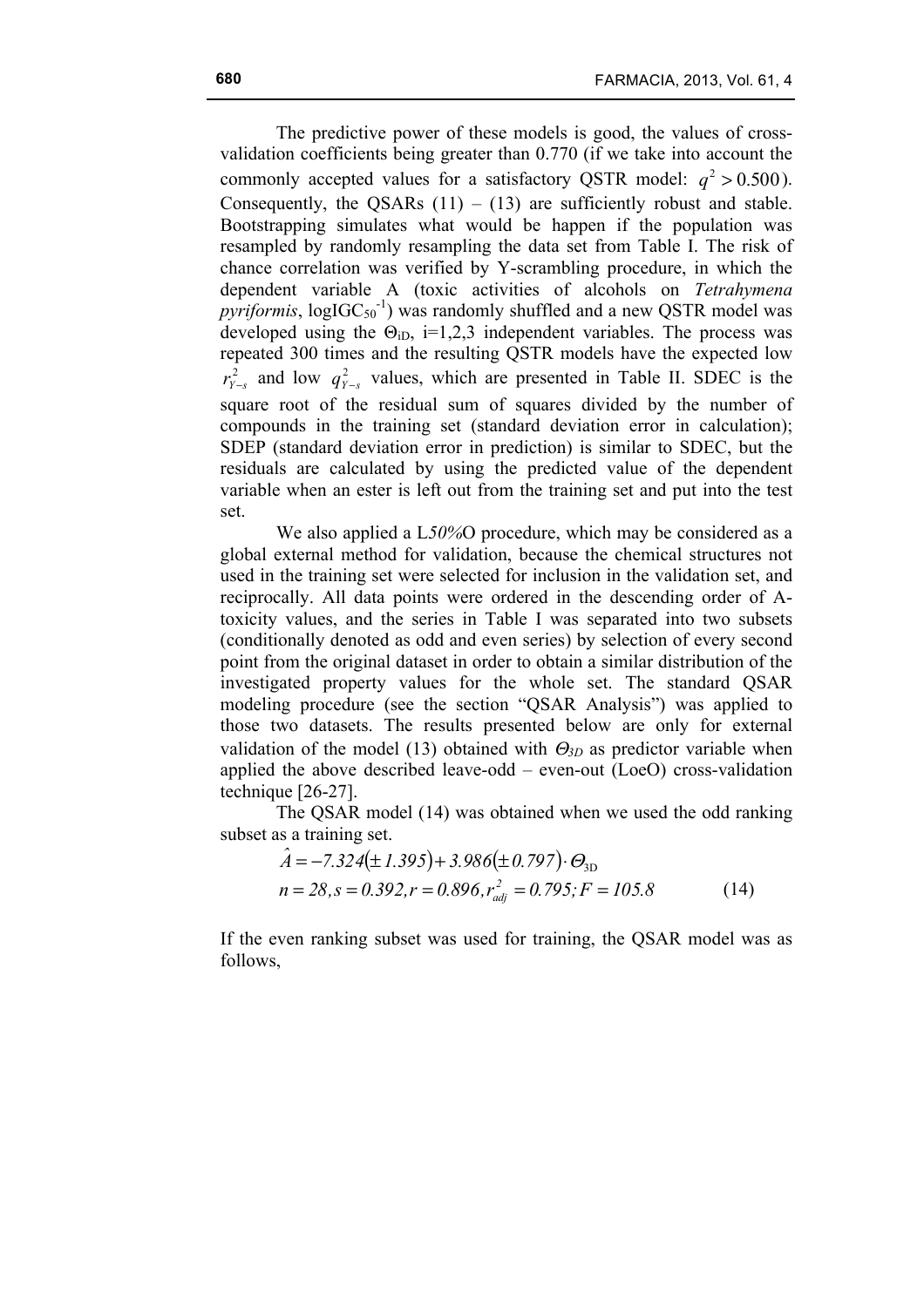The predictive power of these models is good, the values of cross-validation coefficients being greater than 0.770 (if we take into account the commonly accepted values for a satisfactory QSTR model: $q^2 > 0.500$). Consequently, the QSARs (11) – (13) are sufficiently robust and stable. Bootstrapping simulates what would be happen if the population was resampled by randomly resampling the data set from Table I. The risk of chance correlation was verified by Y-scrambling procedure, in which the dependent variable A (toxic activities of alcohols on *Tetrahymena pyriformis*, $\log IGC_{50}^{-1}$) was randomly shuffled and a new QSTR model was developed using the $\Theta_{iD}$, i=1,2,3 independent variables. The process was repeated 300 times and the resulting QSTR models have the expected low $r^2_{Y-s}$ and low $q^2_{Y-s}$ values, which are presented in Table II. SDEC is the square root of the residual sum of squares divided by the number of compounds in the training set (standard deviation error in calculation); SDEP (standard deviation error in prediction) is similar to SDEC, but the residuals are calculated by using the predicted value of the dependent variable when an ester is left out from the training set and put into the test set.

We also applied a L*50%*O procedure, which may be considered as a global external method for validation, because the chemical structures not used in the training set were selected for inclusion in the validation set, and reciprocally. All data points were ordered in the descending order of A-toxicity values, and the series in Table I was separated into two subsets (conditionally denoted as odd and even series) by selection of every second point from the original dataset in order to obtain a similar distribution of the investigated property values for the whole set. The standard QSAR modeling procedure (see the section "QSAR Analysis") was applied to those two datasets. The results presented below are only for external validation of the model (13) obtained with $\Theta_{3D}$ as predictor variable when applied the above described leave-odd – even-out (LoeO) cross-validation technique [26-27].

The QSAR model (14) was obtained when we used the odd ranking subset as a training set.

$$\hat{A} = -7.324(\pm 1.395) + 3.986(\pm 0.797) \cdot \Theta_{3D}$$
$$n = 28, s = 0.392, r = 0.896, r^2_{adj} = 0.795; F = 105.8 \qquad (14)$$

If the even ranking subset was used for training, the QSAR model was as follows,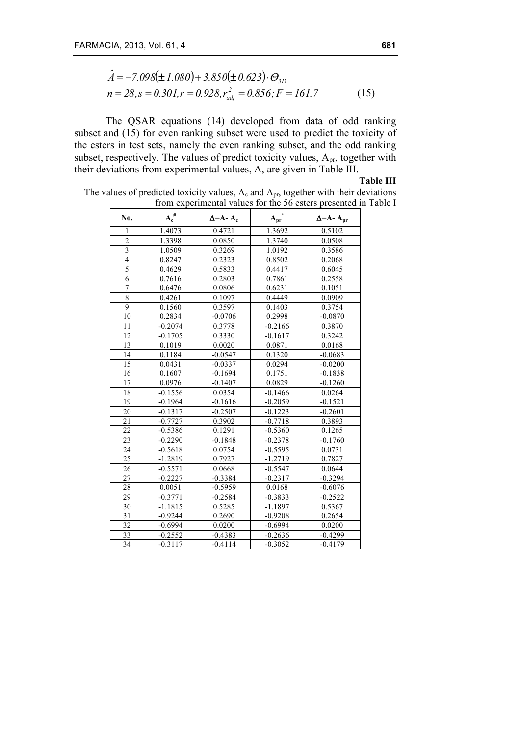$$\hat{A} = -7.098(\pm 1.080) + 3.850(\pm 0.623) \cdot \Theta_{3D}$$
$$n = 28, s = 0.301, r = 0.928, r^2_{adj} = 0.856; F = 161.7 \qquad (15)$$

The QSAR equations (14) developed from data of odd ranking subset and (15) for even ranking subset were used to predict the toxicity of the esters in test sets, namely the even ranking subset, and the odd ranking subset, respectively. The values of predict toxicity values, $A_{pr}$, together with their deviations from experimental values, A, are given in Table III.

**Table III**

The values of predicted toxicity values, $A_c$ and $A_{pr}$, together with their deviations from experimental values for the 56 esters presented in Table I

| No. | $A_c^{\#}$ | $\Delta$=A- $A_c$ | $A_{pr}^{*}$ | $\Delta$=A- $A_{pr}$ |
|---|---|---|---|---|
| 1 | 1.4073 | 0.4721 | 1.3692 | 0.5102 |
| 2 | 1.3398 | 0.0850 | 1.3740 | 0.0508 |
| 3 | 1.0509 | 0.3269 | 1.0192 | 0.3586 |
| 4 | 0.8247 | 0.2323 | 0.8502 | 0.2068 |
| 5 | 0.4629 | 0.5833 | 0.4417 | 0.6045 |
| 6 | 0.7616 | 0.2803 | 0.7861 | 0.2558 |
| 7 | 0.6476 | 0.0806 | 0.6231 | 0.1051 |
| 8 | 0.4261 | 0.1097 | 0.4449 | 0.0909 |
| 9 | 0.1560 | 0.3597 | 0.1403 | 0.3754 |
| 10 | 0.2834 | -0.0706 | 0.2998 | -0.0870 |
| 11 | -0.2074 | 0.3778 | -0.2166 | 0.3870 |
| 12 | -0.1705 | 0.3330 | -0.1617 | 0.3242 |
| 13 | 0.1019 | 0.0020 | 0.0871 | 0.0168 |
| 14 | 0.1184 | -0.0547 | 0.1320 | -0.0683 |
| 15 | 0.0431 | -0.0337 | 0.0294 | -0.0200 |
| 16 | 0.1607 | -0.1694 | 0.1751 | -0.1838 |
| 17 | 0.0976 | -0.1407 | 0.0829 | -0.1260 |
| 18 | -0.1556 | 0.0354 | -0.1466 | 0.0264 |
| 19 | -0.1964 | -0.1616 | -0.2059 | -0.1521 |
| 20 | -0.1317 | -0.2507 | -0.1223 | -0.2601 |
| 21 | -0.7727 | 0.3902 | -0.7718 | 0.3893 |
| 22 | -0.5386 | 0.1291 | -0.5360 | 0.1265 |
| 23 | -0.2290 | -0.1848 | -0.2378 | -0.1760 |
| 24 | -0.5618 | 0.0754 | -0.5595 | 0.0731 |
| 25 | -1.2819 | 0.7927 | -1.2719 | 0.7827 |
| 26 | -0.5571 | 0.0668 | -0.5547 | 0.0644 |
| 27 | -0.2227 | -0.3384 | -0.2317 | -0.3294 |
| 28 | 0.0051 | -0.5959 | 0.0168 | -0.6076 |
| 29 | -0.3771 | -0.2584 | -0.3833 | -0.2522 |
| 30 | -1.1815 | 0.5285 | -1.1897 | 0.5367 |
| 31 | -0.9244 | 0.2690 | -0.9208 | 0.2654 |
| 32 | -0.6994 | 0.0200 | -0.6994 | 0.0200 |
| 33 | -0.2552 | -0.4383 | -0.2636 | -0.4299 |
| 34 | -0.3117 | -0.4114 | -0.3052 | -0.4179 |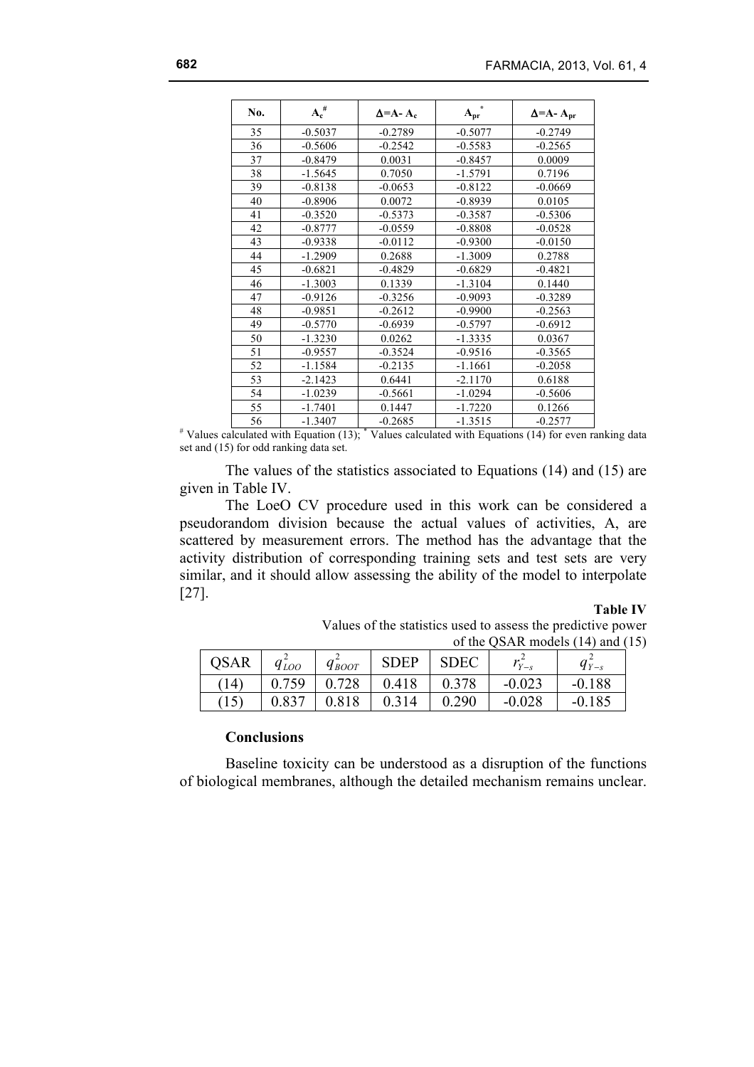| No. | $A_c$ [#] | $\Delta$=A- $A_c$ | $A_{pr}$ [*] | $\Delta$=A- $A_{pr}$ |
|---|---|---|---|---|
| 35 | -0.5037 | -0.2789 | -0.5077 | -0.2749 |
| 36 | -0.5606 | -0.2542 | -0.5583 | -0.2565 |
| 37 | -0.8479 | 0.0031 | -0.8457 | 0.0009 |
| 38 | -1.5645 | 0.7050 | -1.5791 | 0.7196 |
| 39 | -0.8138 | -0.0653 | -0.8122 | -0.0669 |
| 40 | -0.8906 | 0.0072 | -0.8939 | 0.0105 |
| 41 | -0.3520 | -0.5373 | -0.3587 | -0.5306 |
| 42 | -0.8777 | -0.0559 | -0.8808 | -0.0528 |
| 43 | -0.9338 | -0.0112 | -0.9300 | -0.0150 |
| 44 | -1.2909 | 0.2688 | -1.3009 | 0.2788 |
| 45 | -0.6821 | -0.4829 | -0.6829 | -0.4821 |
| 46 | -1.3003 | 0.1339 | -1.3104 | 0.1440 |
| 47 | -0.9126 | -0.3256 | -0.9093 | -0.3289 |
| 48 | -0.9851 | -0.2612 | -0.9900 | -0.2563 |
| 49 | -0.5770 | -0.6939 | -0.5797 | -0.6912 |
| 50 | -1.3230 | 0.0262 | -1.3335 | 0.0367 |
| 51 | -0.9557 | -0.3524 | -0.9516 | -0.3565 |
| 52 | -1.1584 | -0.2135 | -1.1661 | -0.2058 |
| 53 | -2.1423 | 0.6441 | -2.1170 | 0.6188 |
| 54 | -1.0239 | -0.5661 | -1.0294 | -0.5606 |
| 55 | -1.7401 | 0.1447 | -1.7220 | 0.1266 |
| 56 | -1.3407 | -0.2685 | -1.3515 | -0.2577 |

[#] Values calculated with Equation (13); [*] Values calculated with Equations (14) for even ranking data set and (15) for odd ranking data set.

The values of the statistics associated to Equations (14) and (15) are given in Table IV.

The LoeO CV procedure used in this work can be considered a pseudorandom division because the actual values of activities, A, are scattered by measurement errors. The method has the advantage that the activity distribution of corresponding training sets and test sets are very similar, and it should allow assessing the ability of the model to interpolate [27].

**Table IV**

Values of the statistics used to assess the predictive power of the QSAR models (14) and (15)

| QSAR | $q^2_{LOO}$ | $q^2_{BOOT}$ | SDEP | SDEC | $r^2_{Y-s}$ | $q^2_{Y-s}$ |
|---|---|---|---|---|---|---|
| (14) | 0.759 | 0.728 | 0.418 | 0.378 | -0.023 | -0.188 |
| (15) | 0.837 | 0.818 | 0.314 | 0.290 | -0.028 | -0.185 |

**Conclusions**

Baseline toxicity can be understood as a disruption of the functions of biological membranes, although the detailed mechanism remains unclear.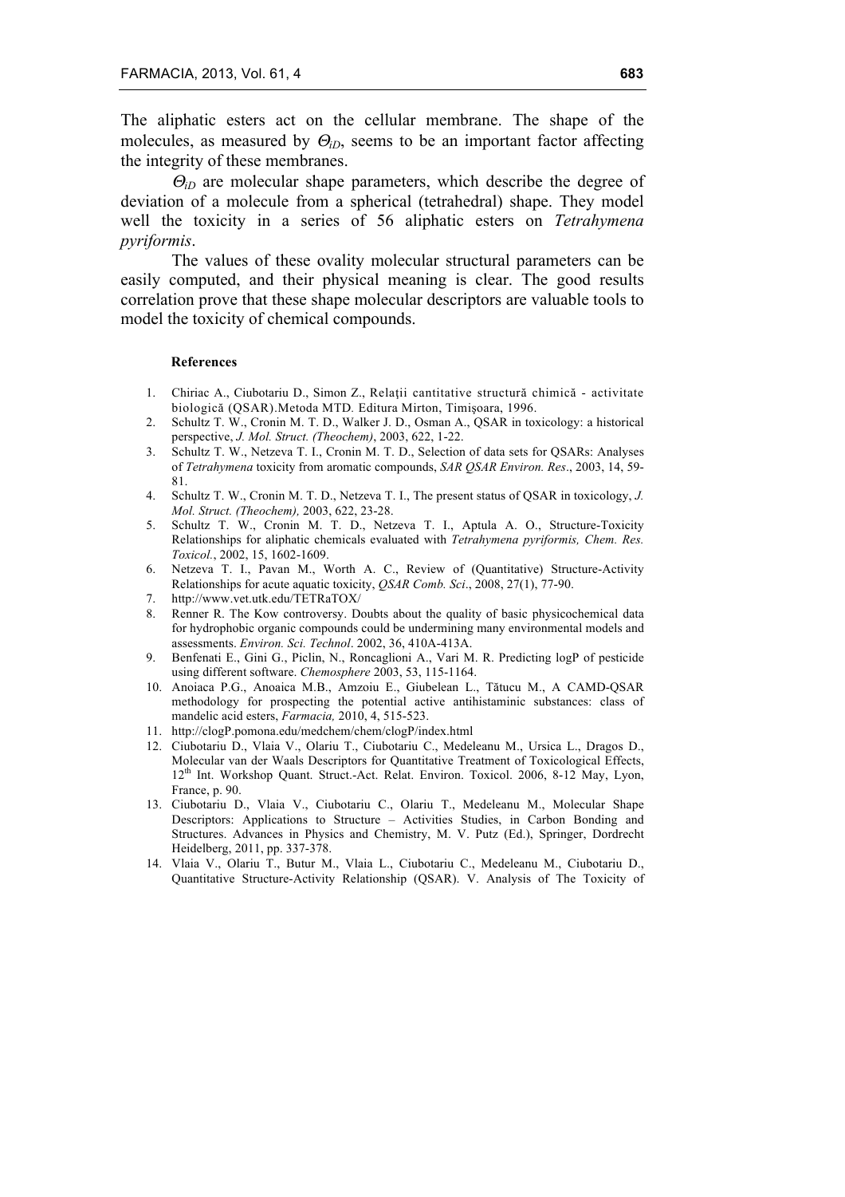The aliphatic esters act on the cellular membrane. The shape of the molecules, as measured by $\Theta_{iD}$, seems to be an important factor affecting the integrity of these membranes.

$\Theta_{iD}$ are molecular shape parameters, which describe the degree of deviation of a molecule from a spherical (tetrahedral) shape. They model well the toxicity in a series of 56 aliphatic esters on *Tetrahymena pyriformis*.

The values of these ovality molecular structural parameters can be easily computed, and their physical meaning is clear. The good results correlation prove that these shape molecular descriptors are valuable tools to model the toxicity of chemical compounds.

#### References

1. Chiriac A., Ciubotariu D., Simon Z., Relaţii cantitative structură chimică - activitate biologică (QSAR).Metoda MTD. Editura Mirton, Timişoara, 1996.
2. Schultz T. W., Cronin M. T. D., Walker J. D., Osman A., QSAR in toxicology: a historical perspective, *J. Mol. Struct. (Theochem)*, 2003, 622, 1-22.
3. Schultz T. W., Netzeva T. I., Cronin M. T. D., Selection of data sets for QSARs: Analyses of *Tetrahymena* toxicity from aromatic compounds, *SAR QSAR Environ. Res*., 2003, 14, 59-81.
4. Schultz T. W., Cronin M. T. D., Netzeva T. I., The present status of QSAR in toxicology, *J. Mol. Struct. (Theochem),* 2003, 622, 23-28.
5. Schultz T. W., Cronin M. T. D., Netzeva T. I., Aptula A. O., Structure-Toxicity Relationships for aliphatic chemicals evaluated with *Tetrahymena pyriformis, Chem. Res. Toxicol.*, 2002, 15, 1602-1609.
6. Netzeva T. I., Pavan M., Worth A. C., Review of (Quantitative) Structure-Activity Relationships for acute aquatic toxicity, *QSAR Comb. Sci*., 2008, 27(1), 77-90.
7. http://www.vet.utk.edu/TETRaTOX/
8. Renner R. The Kow controversy. Doubts about the quality of basic physicochemical data for hydrophobic organic compounds could be undermining many environmental models and assessments. *Environ. Sci. Technol*. 2002, 36, 410A-413A.
9. Benfenati E., Gini G., Piclin, N., Roncaglioni A., Vari M. R. Predicting logP of pesticide using different software. *Chemosphere* 2003, 53, 115-1164.
10. Anoiaca P.G., Anoaica M.B., Amzoiu E., Giubelean L., Tătucu M., A CAMD-QSAR methodology for prospecting the potential active antihistaminic substances: class of mandelic acid esters, *Farmacia,* 2010, 4, 515-523.
11. http://clogP.pomona.edu/medchem/chem/clogP/index.html
12. Ciubotariu D., Vlaia V., Olariu T., Ciubotariu C., Medeleanu M., Ursica L., Dragos D., Molecular van der Waals Descriptors for Quantitative Treatment of Toxicological Effects, 12th Int. Workshop Quant. Struct.-Act. Relat. Environ. Toxicol. 2006, 8-12 May, Lyon, France, p. 90.
13. Ciubotariu D., Vlaia V., Ciubotariu C., Olariu T., Medeleanu M., Molecular Shape Descriptors: Applications to Structure – Activities Studies, in Carbon Bonding and Structures. Advances in Physics and Chemistry, M. V. Putz (Ed.), Springer, Dordrecht Heidelberg, 2011, pp. 337-378.
14. Vlaia V., Olariu T., Butur M., Vlaia L., Ciubotariu C., Medeleanu M., Ciubotariu D., Quantitative Structure-Activity Relationship (QSAR). V. Analysis of The Toxicity of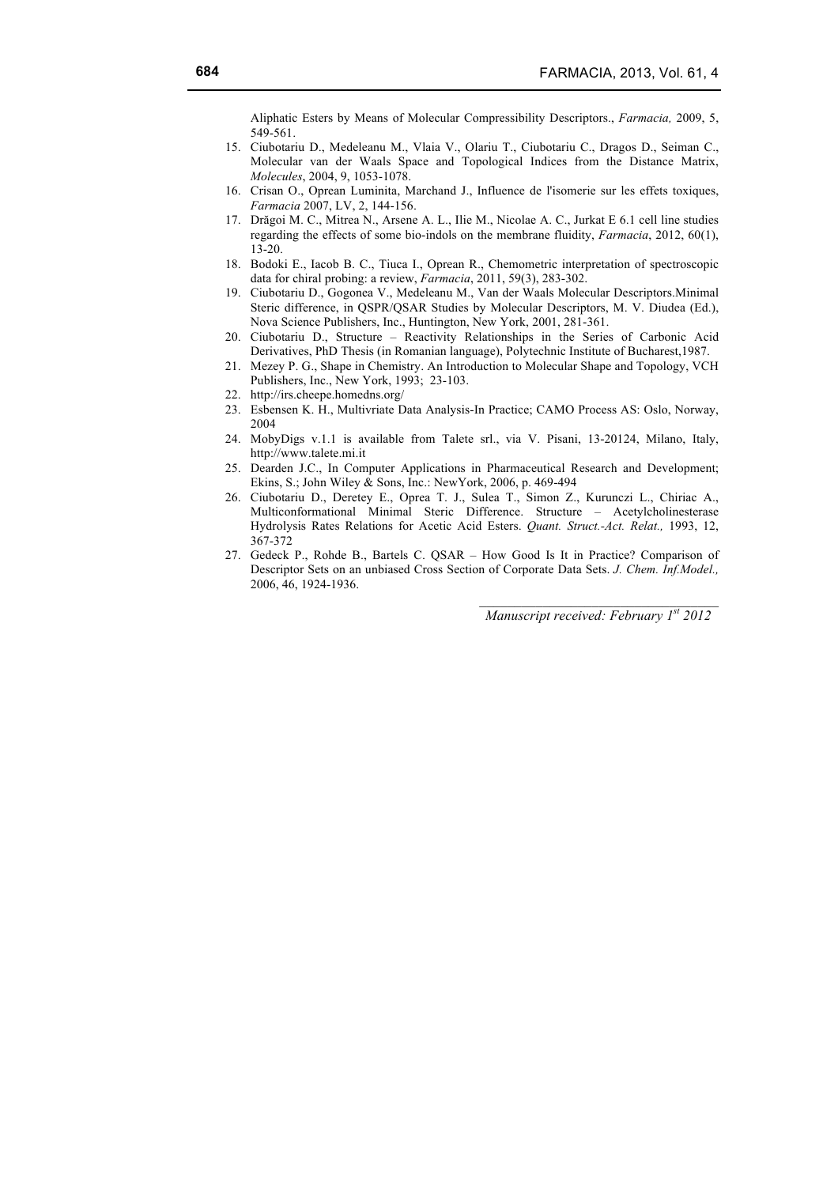Aliphatic Esters by Means of Molecular Compressibility Descriptors., *Farmacia,* 2009, 5, 549-561.

15. Ciubotariu D., Medeleanu M., Vlaia V., Olariu T., Ciubotariu C., Dragos D., Seiman C., Molecular van der Waals Space and Topological Indices from the Distance Matrix, *Molecules*, 2004, 9, 1053-1078.
16. Crisan O., Oprean Luminita, Marchand J., Influence de l'isomerie sur les effets toxiques, *Farmacia* 2007, LV, 2, 144-156.
17. Drăgoi M. C., Mitrea N., Arsene A. L., Ilie M., Nicolae A. C., Jurkat E 6.1 cell line studies regarding the effects of some bio-indols on the membrane fluidity, *Farmacia*, 2012, 60(1), 13-20.
18. Bodoki E., Iacob B. C., Tiuca I., Oprean R., Chemometric interpretation of spectroscopic data for chiral probing: a review, *Farmacia*, 2011, 59(3), 283-302.
19. Ciubotariu D., Gogonea V., Medeleanu M., Van der Waals Molecular Descriptors.Minimal Steric difference, in QSPR/QSAR Studies by Molecular Descriptors, M. V. Diudea (Ed.), Nova Science Publishers, Inc., Huntington, New York, 2001, 281-361.
20. Ciubotariu D., Structure – Reactivity Relationships in the Series of Carbonic Acid Derivatives, PhD Thesis (in Romanian language), Polytechnic Institute of Bucharest,1987.
21. Mezey P. G., Shape in Chemistry. An Introduction to Molecular Shape and Topology, VCH Publishers, Inc., New York, 1993; 23-103.
22. http://irs.cheepe.homedns.org/
23. Esbensen K. H., Multivriate Data Analysis-In Practice; CAMO Process AS: Oslo, Norway, 2004
24. MobyDigs v.1.1 is available from Talete srl., via V. Pisani, 13-20124, Milano, Italy, http://www.talete.mi.it
25. Dearden J.C., In Computer Applications in Pharmaceutical Research and Development; Ekins, S.; John Wiley & Sons, Inc.: NewYork, 2006, p. 469-494
26. Ciubotariu D., Deretey E., Oprea T. J., Sulea T., Simon Z., Kurunczi L., Chiriac A., Multiconformational Minimal Steric Difference. Structure – Acetylcholinesterase Hydrolysis Rates Relations for Acetic Acid Esters. *Quant. Struct.-Act. Relat.,* 1993, 12, 367-372
27. Gedeck P., Rohde B., Bartels C. QSAR – How Good Is It in Practice? Comparison of Descriptor Sets on an unbiased Cross Section of Corporate Data Sets. *J. Chem. Inf.Model.,* 2006, 46, 1924-1936.

*Manuscript received: February 1st 2012*